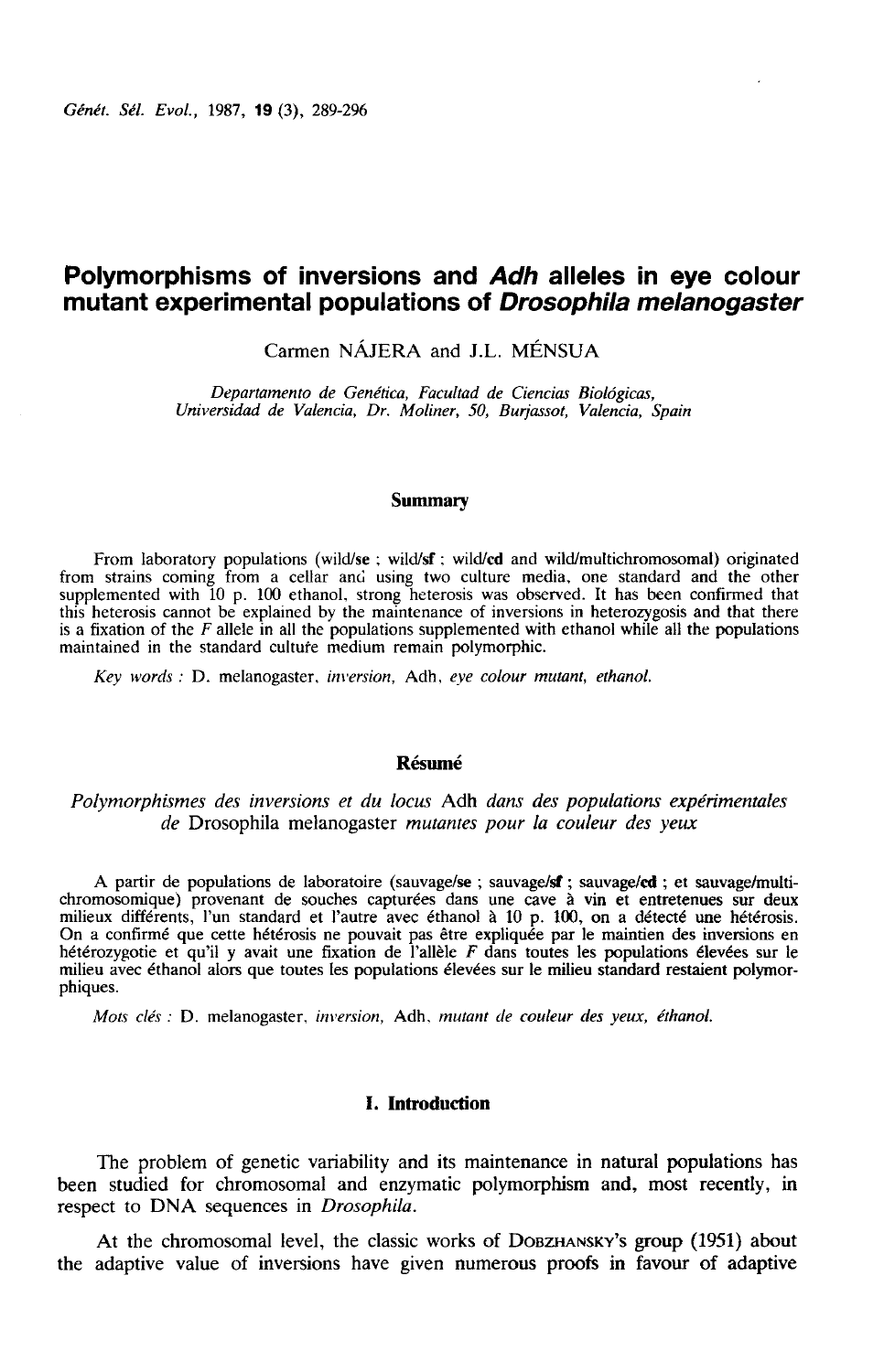# Polymorphisms of inversions and *Adh* alleles in eye colour mutant experimental populations of *Drosophila melanogaster*

Carmen NÁJERA and J.L. MÉNSUA

*Departamento de Genética, Facultad de Ciencias Biológicas, Universidad de Valencia, Dr. Moliner, 50, Burjassot, Valencia, Spain*

## Summary

From laboratory populations (wild/**se** ; wild/**sf** ; wild/**cd** and wild/multichromosomal) originated from strains coming from a cellar and using two culture media, one standard and the other supplemented with 10 p. 100 ethanol, strong heterosis was observed. It has been confirmed that this heterosis cannot be explained by the maintenance of inversions in heterozygosis and that there is a fixation of the *F* allele in all the populations supplemented with ethanol while all the populations maintained in the standard culture medium remain polymorphic.

*Key words :* D. melanogaster, *inversion,* Adh, *eye colour mutant, ethanol.*

## Résumé

*Polymorphismes des inversions et du locus* Adh *dans des populations expérimentales de* Drosophila melanogaster *mutantes pour la couleur des yeux*

A partir de populations de laboratoire (sauvage/**se** ; sauvage/**sf** ; sauvage/**cd** ; et sauvage/multichromosomique) provenant de souches capturées dans une cave à vin et entretenues sur deux milieux différents, l'un standard et l'autre avec éthanol à 10 p. 100, on a détecté une hétérosis. On a confirmé que cette hétérosis ne pouvait pas être expliquée par le maintien des inversions en hétérozygotie et qu'il y avait une fixation de l'allèle *F* dans toutes les populations élevées sur le milieu avec éthanol alors que toutes les populations élevées sur le milieu standard restaient polymorphiques.

*Mots clés :* D. melanogaster, *inversion,* Adh, *mutant de couleur des yeux, éthanol.*

## I. Introduction

The problem of genetic variability and its maintenance in natural populations has been studied for chromosomal and enzymatic polymorphism and, most recently, in respect to DNA sequences in *Drosophila.*

At the chromosomal level, the classic works of DOBZHANSKY's group (1951) about the adaptive value of inversions have given numerous proofs in favour of adaptive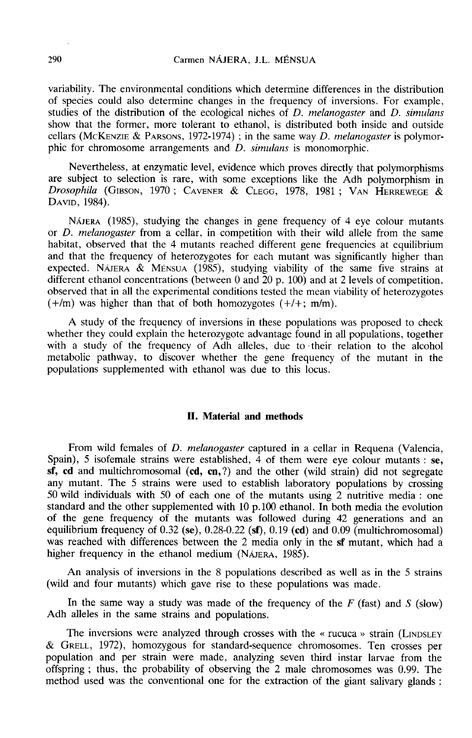variability. The environmental conditions which determine differences in the distribution of species could also determine changes in the frequency of inversions. For example, studies of the distribution of the ecological niches of *D. melanogaster* and *D. simulans* show that the former, more tolerant to ethanol, is distributed both inside and outside cellars (McKenzie & Parsons, 1972-1974) ; in the same way *D. melanogaster* is polymorphic for chromosome arrangements and *D. simulans* is monomorphic.

Nevertheless, at enzymatic level, evidence which proves directly that polymorphisms are subject to selection is rare, with some exceptions like the Adh polymorphism in *Drosophila* (Gibson, 1970 ; Cavener & Clegg, 1978, 1981 ; Van Herrewege & David, 1984).

Nájera (1985), studying the changes in gene frequency of 4 eye colour mutants or *D. melanogaster* from a cellar, in competition with their wild allele from the same habitat, observed that the 4 mutants reached different gene frequencies at equilibrium and that the frequency of heterozygotes for each mutant was significantly higher than expected. Nájera & Ménsua (1985), studying viability of the same five strains at different ethanol concentrations (between 0 and 20 p. 100) and at 2 levels of competition, observed that in all the experimental conditions tested the mean viability of heterozygotes (+/m) was higher than that of both homozygotes (+/+; m/m).

A study of the frequency of inversions in these populations was proposed to check whether they could explain the heterozygote advantage found in all populations, together with a study of the frequency of Adh alleles, due to their relation to the alcohol metabolic pathway, to discover whether the gene frequency of the mutant in the populations supplemented with ethanol was due to this locus.

## II. Material and methods

From wild females of *D. melanogaster* captured in a cellar in Requena (Valencia, Spain), 5 isofemale strains were established, 4 of them were eye colour mutants : **se**, **sf**, **cd** and multichromosomal (**cd**, **cn**,?) and the other (wild strain) did not segregate any mutant. The 5 strains were used to establish laboratory populations by crossing 50 wild individuals with 50 of each one of the mutants using 2 nutritive media : one standard and the other supplemented with 10 p.100 ethanol. In both media the evolution of the gene frequency of the mutants was followed during 42 generations and an equilibrium frequency of 0.32 (**se**), 0.28-0.22 (**sf**), 0.19 (**cd**) and 0.09 (multichromosomal) was reached with differences between the 2 media only in the **sf** mutant, which had a higher frequency in the ethanol medium (Nájera, 1985).

An analysis of inversions in the 8 populations described as well as in the 5 strains (wild and four mutants) which gave rise to these populations was made.

In the same way a study was made of the frequency of the *F* (fast) and *S* (slow) Adh alleles in the same strains and populations.

The inversions were analyzed through crosses with the « rucuca » strain (Lindsley & Grell, 1972), homozygous for standard-sequence chromosomes. Ten crosses per population and per strain were made, analyzing seven third instar larvae from the offspring ; thus, the probability of observing the 2 male chromosomes was 0.99. The method used was the conventional one for the extraction of the giant salivary glands :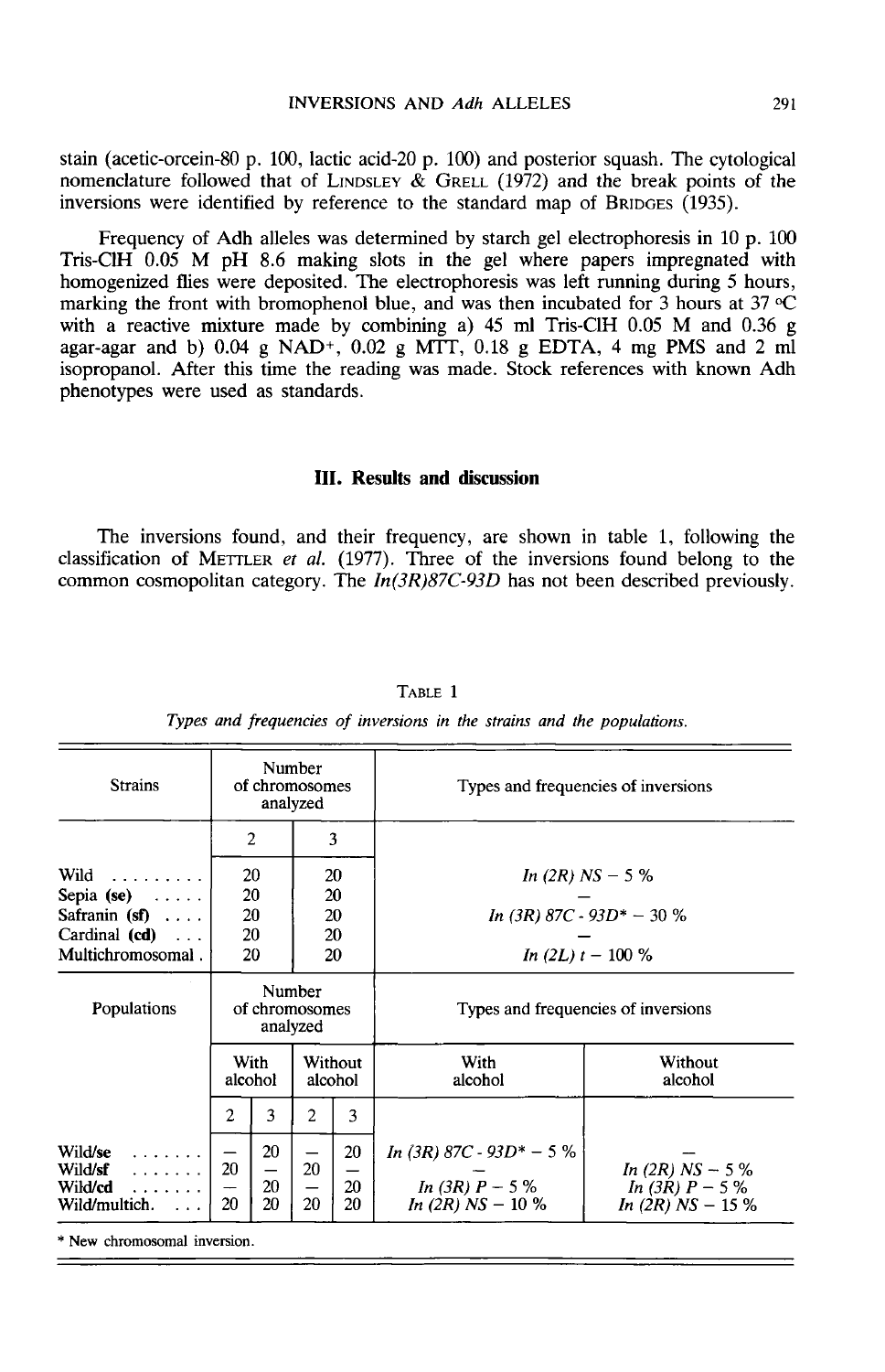stain (acetic-orcein-80 p. 100, lactic acid-20 p. 100) and posterior squash. The cytological nomenclature followed that of LINDSLEY & GRELL (1972) and the break points of the inversions were identified by reference to the standard map of BRIDGES (1935).

Frequency of Adh alleles was determined by starch gel electrophoresis in 10 p. 100 Tris-ClH 0.05 M pH 8.6 making slots in the gel where papers impregnated with homogenized flies were deposited. The electrophoresis was left running during 5 hours, marking the front with bromophenol blue, and was then incubated for 3 hours at 37 °C with a reactive mixture made by combining a) 45 ml Tris-ClH 0.05 M and 0.36 g agar-agar and b) 0.04 g $NAD^+$, 0.02 g MTT, 0.18 g EDTA, 4 mg PMS and 2 ml isopropanol. After this time the reading was made. Stock references with known Adh phenotypes were used as standards.

## III. Results and discussion

The inversions found, and their frequency, are shown in table 1, following the classification of METTLER *et al.* (1977). Three of the inversions found belong to the common cosmopolitan category. The *In(3R)87C-93D* has not been described previously.

TABLE 1

*Types and frequencies of inversions in the strains and the populations.*

| Strains | Number of chromosomes analyzed | | Types and frequencies of inversions |
|---|---|---|---|
| | 2 | 3 | |
| Wild | 20 | 20 | *In (2R) NS* – 5 % |
| Sepia (**se**) | 20 | 20 | — |
| Safranin (**sf**) | 20 | 20 | *In (3R) 87C - 93D** – 30 % |
| Cardinal (**cd**) | 20 | 20 | — |
| Multichromosomal | 20 | 20 | *In (2L) t* – 100 % |

| Populations | Number of chromosomes analyzed | | | | Types and frequencies of inversions | |
|---|---|---|---|---|---|---|
| | With alcohol | | Without alcohol | | With alcohol | Without alcohol |
| | 2 | 3 | 2 | 3 | | |
| Wild/se | — | 20 | — | 20 | *In (3R) 87C - 93D** – 5 % | — |
| Wild/sf | 20 | — | 20 | — | — | *In (2R) NS* – 5 % |
| Wild/cd | — | 20 | — | 20 | *In (3R) P* – 5 % | *In (3R) P* – 5 % |
| Wild/multich. | 20 | 20 | 20 | 20 | *In (2R) NS* – 10 % | *In (2R) NS* – 15 % |

\* New chromosomal inversion.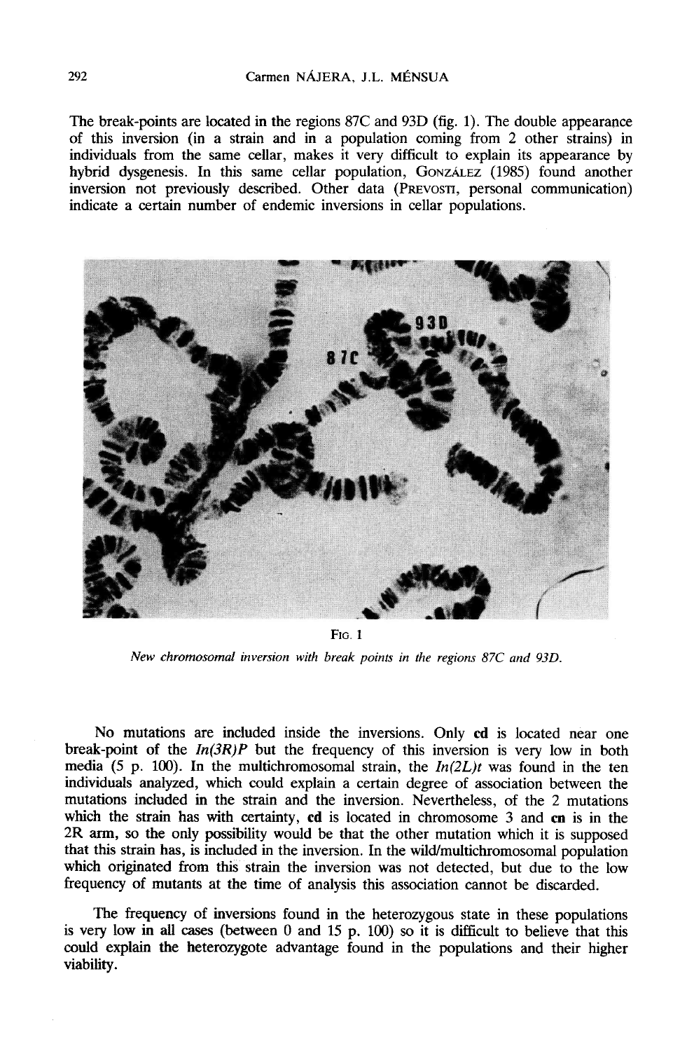The break-points are located in the regions 87C and 93D (fig. 1). The double appearance of this inversion (in a strain and in a population coming from 2 other strains) in individuals from the same cellar, makes it very difficult to explain its appearance by hybrid dysgenesis. In this same cellar population, GONZÁLEZ (1985) found another inversion not previously described. Other data (PREVOSTI, personal communication) indicate a certain number of endemic inversions in cellar populations.

FIG. 1

*New chromosomal inversion with break points in the regions 87C and 93D.*

No mutations are included inside the inversions. Only **cd** is located near one break-point of the *In(3R)P* but the frequency of this inversion is very low in both media (5 p. 100). In the multichromosomal strain, the *In(2L)t* was found in the ten individuals analyzed, which could explain a certain degree of association between the mutations included in the strain and the inversion. Nevertheless, of the 2 mutations which the strain has with certainty, **cd** is located in chromosome 3 and **cn** is in the 2R arm, so the only possibility would be that the other mutation which it is supposed that this strain has, is included in the inversion. In the wild/multichromosomal population which originated from this strain the inversion was not detected, but due to the low frequency of mutants at the time of analysis this association cannot be discarded.

The frequency of inversions found in the heterozygous state in these populations is very low in all cases (between 0 and 15 p. 100) so it is difficult to believe that this could explain the heterozygote advantage found in the populations and their higher viability.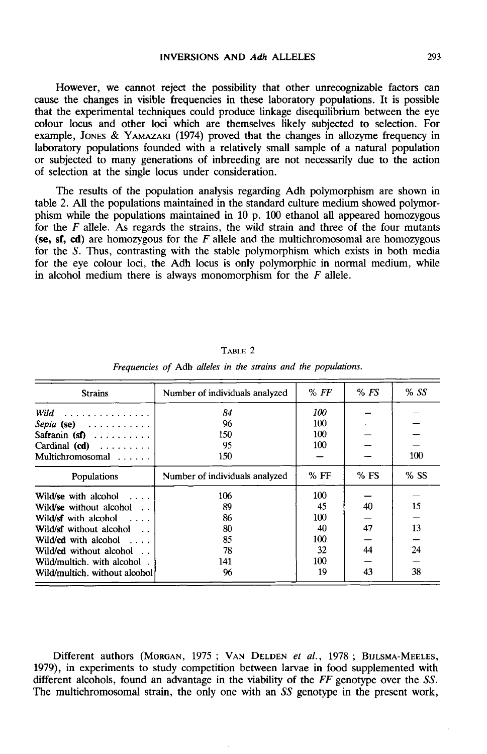However, we cannot reject the possibility that other unrecognizable factors can cause the changes in visible frequencies in these laboratory populations. It is possible that the experimental techniques could produce linkage disequilibrium between the eye colour locus and other loci which are themselves likely subjected to selection. For example, JONES & YAMAZAKI (1974) proved that the changes in allozyme frequency in laboratory populations founded with a relatively small sample of a natural population or subjected to many generations of inbreeding are not necessarily due to the action of selection at the single locus under consideration.

The results of the population analysis regarding Adh polymorphism are shown in table 2. All the populations maintained in the standard culture medium showed polymorphism while the populations maintained in 10 p. 100 ethanol all appeared homozygous for the *F* allele. As regards the strains, the wild strain and three of the four mutants **(se, sf, cd)** are homozygous for the *F* allele and the multichromosomal are homozygous for the *S*. Thus, contrasting with the stable polymorphism which exists in both media for the eye colour loci, the Adh locus is only polymorphic in normal medium, while in alcohol medium there is always monomorphism for the *F* allele.

TABLE 2

*Frequencies of* Adh *alleles in the strains and the populations.*

| Strains | Number of individuals analyzed | % *FF* | % *FS* | % *SS* |
|---|---|---|---|---|
| *Wild* | *84* | *100* | — | — |
| *Sepia* **(se)** | 96 | 100 | — | — |
| Safranin **(sf)** | 150 | 100 | — | — |
| Cardinal **(cd)** | 95 | 100 | — | — |
| Multichromosomal | 150 | — | — | 100 |
| **Populations** | **Number of individuals analyzed** | **% FF** | **% FS** | **% SS** |
| Wild/**se** with alcohol | 106 | 100 | — | — |
| Wild/**se** without alcohol | 89 | 45 | 40 | 15 |
| Wild/**sf** with alcohol | 86 | 100 | — | — |
| Wild/**sf** without alcohol | 80 | 40 | 47 | 13 |
| Wild/**cd** with alcohol | 85 | 100 | — | — |
| Wild/**cd** without alcohol | 78 | 32 | 44 | 24 |
| Wild/multich. with alcohol | 141 | 100 | — | — |
| Wild/multich. without alcohol | 96 | 19 | 43 | 38 |

Different authors (MORGAN, 1975 ; VAN DELDEN *et al.*, 1978 ; BIJLSMA-MEELES, 1979), in experiments to study competition between larvae in food supplemented with different alcohols, found an advantage in the viability of the *FF* genotype over the *SS*. The multichromosomal strain, the only one with an *SS* genotype in the present work,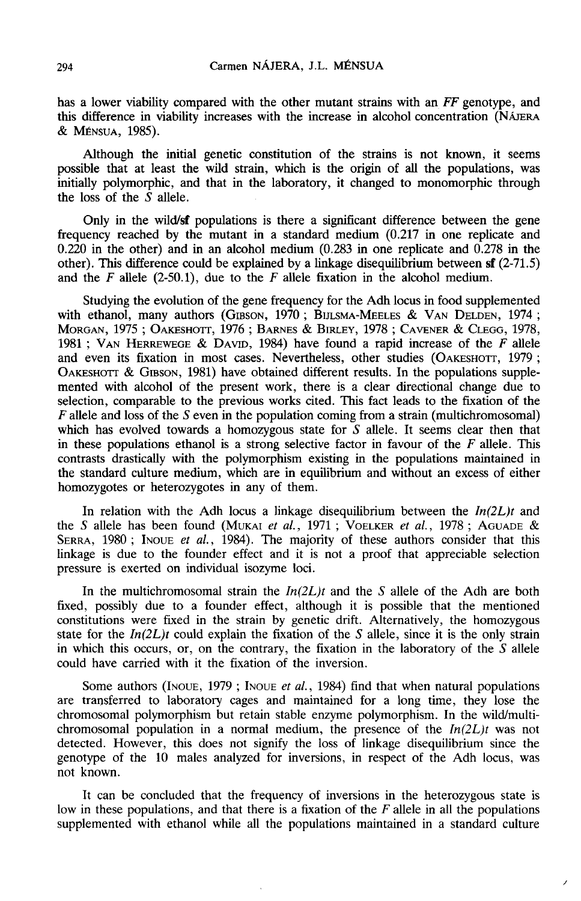has a lower viability compared with the other mutant strains with an *FF* genotype, and this difference in viability increases with the increase in alcohol concentration (NÁJERA & MÉNSUA, 1985).

Although the initial genetic constitution of the strains is not known, it seems possible that at least the wild strain, which is the origin of all the populations, was initially polymorphic, and that in the laboratory, it changed to monomorphic through the loss of the *S* allele.

Only in the wild/**sf** populations is there a significant difference between the gene frequency reached by the mutant in a standard medium (0.217 in one replicate and 0.220 in the other) and in an alcohol medium (0.283 in one replicate and 0.278 in the other). This difference could be explained by a linkage disequilibrium between **sf** (2-71.5) and the *F* allele (2-50.1), due to the *F* allele fixation in the alcohol medium.

Studying the evolution of the gene frequency for the Adh locus in food supplemented with ethanol, many authors (GIBSON, 1970 ; BIJLSMA-MEELES & VAN DELDEN, 1974 ; MORGAN, 1975 ; OAKESHOTT, 1976 ; BARNES & BIRLEY, 1978 ; CAVENER & CLEGG, 1978, 1981 ; VAN HERREWEGE & DAVID, 1984) have found a rapid increase of the *F* allele and even its fixation in most cases. Nevertheless, other studies (OAKESHOTT, 1979 ; OAKESHOTT & GIBSON, 1981) have obtained different results. In the populations supplemented with alcohol of the present work, there is a clear directional change due to selection, comparable to the previous works cited. This fact leads to the fixation of the *F* allele and loss of the *S* even in the population coming from a strain (multichromosomal) which has evolved towards a homozygous state for *S* allele. It seems clear then that in these populations ethanol is a strong selective factor in favour of the *F* allele. This contrasts drastically with the polymorphism existing in the populations maintained in the standard culture medium, which are in equilibrium and without an excess of either homozygotes or heterozygotes in any of them.

In relation with the Adh locus a linkage disequilibrium between the *In(2L)t* and the *S* allele has been found (MUKAI *et al.*, 1971 ; VOELKER *et al.*, 1978 ; AGUADE & SERRA, 1980 ; INOUE *et al.*, 1984). The majority of these authors consider that this linkage is due to the founder effect and it is not a proof that appreciable selection pressure is exerted on individual isozyme loci.

In the multichromosomal strain the *In(2L)t* and the *S* allele of the Adh are both fixed, possibly due to a founder effect, although it is possible that the mentioned constitutions were fixed in the strain by genetic drift. Alternatively, the homozygous state for the *In(2L)t* could explain the fixation of the *S* allele, since it is the only strain in which this occurs, or, on the contrary, the fixation in the laboratory of the *S* allele could have carried with it the fixation of the inversion.

Some authors (INOUE, 1979 ; INOUE *et al.*, 1984) find that when natural populations are transferred to laboratory cages and maintained for a long time, they lose the chromosomal polymorphism but retain stable enzyme polymorphism. In the wild/multichromosomal population in a normal medium, the presence of the *In(2L)t* was not detected. However, this does not signify the loss of linkage disequilibrium since the genotype of the 10 males analyzed for inversions, in respect of the Adh locus, was not known.

It can be concluded that the frequency of inversions in the heterozygous state is low in these populations, and that there is a fixation of the *F* allele in all the populations supplemented with ethanol while all the populations maintained in a standard culture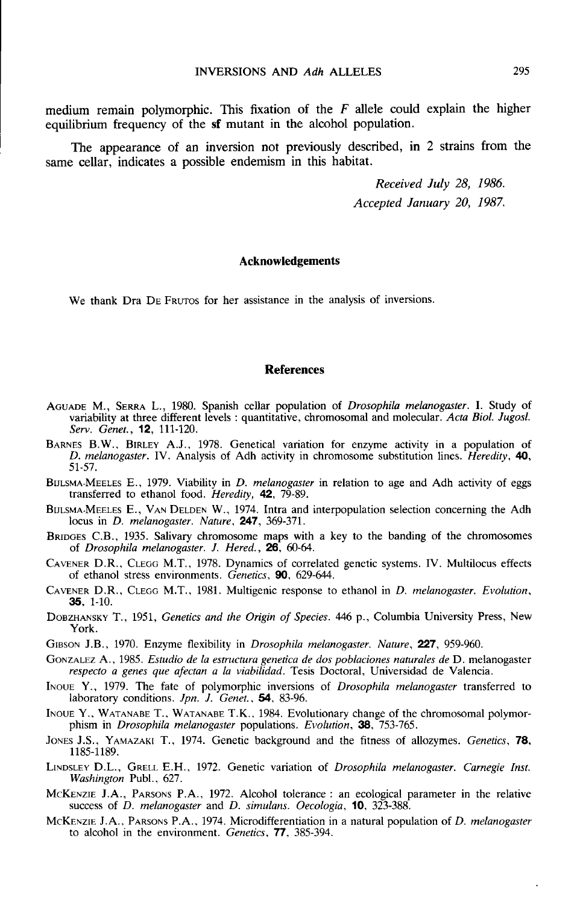medium remain polymorphic. This fixation of the *F* allele could explain the higher equilibrium frequency of the **sf** mutant in the alcohol population.

The appearance of an inversion not previously described, in 2 strains from the same cellar, indicates a possible endemism in this habitat.

*Received July 28, 1986.*
*Accepted January 20, 1987.*

## Acknowledgements

We thank Dra De Frutos for her assistance in the analysis of inversions.

## References

Aguade M., Serra L., 1980. Spanish cellar population of *Drosophila melanogaster*. I. Study of variability at three different levels : quantitative, chromosomal and molecular. *Acta Biol. Jugosl. Serv. Genet.*, **12**, 111-120.

Barnes B.W., Birley A.J., 1978. Genetical variation for enzyme activity in a population of *D. melanogaster*. IV. Analysis of Adh activity in chromosome substitution lines. *Heredity*, **40**, 51-57.

Bijlsma-Meeles E., 1979. Viability in *D. melanogaster* in relation to age and Adh activity of eggs transferred to ethanol food. *Heredity*, **42**, 79-89.

Bijlsma-Meeles E., Van Delden W., 1974. Intra and interpopulation selection concerning the Adh locus in *D. melanogaster*. *Nature*, **247**, 369-371.

Bridges C.B., 1935. Salivary chromosome maps with a key to the banding of the chromosomes of *Drosophila melanogaster*. *J. Hered.*, **26**, 60-64.

Cavener D.R., Clegg M.T., 1978. Dynamics of correlated genetic systems. IV. Multilocus effects of ethanol stress environments. *Genetics*, **90**, 629-644.

Cavener D.R., Clegg M.T., 1981. Multigenic response to ethanol in *D. melanogaster*. *Evolution*, **35**, 1-10.

Dobzhansky T., 1951, *Genetics and the Origin of Species*. 446 p., Columbia University Press, New York.

Gibson J.B., 1970. Enzyme flexibility in *Drosophila melanogaster*. *Nature*, **227**, 959-960.

Gonzalez A., 1985. *Estudio de la estructura genetica de dos poblaciones naturales de* D. melanogaster *respecto a genes que afectan a la viabilidad*. Tesis Doctoral, Universidad de Valencia.

Inoue Y., 1979. The fate of polymorphic inversions of *Drosophila melanogaster* transferred to laboratory conditions. *Jpn. J. Genet.*, **54**, 83-96.

Inoue Y., Watanabe T., Watanabe T.K., 1984. Evolutionary change of the chromosomal polymorphism in *Drosophila melanogaster* populations. *Evolution*, **38**, 753-765.

Jones J.S., Yamazaki T., 1974. Genetic background and the fitness of allozymes. *Genetics*, **78**, 1185-1189.

Lindsley D.L., Grell E.H., 1972. Genetic variation of *Drosophila melanogaster*. *Carnegie Inst. Washington* Publ., 627.

McKenzie J.A., Parsons P.A., 1972. Alcohol tolerance : an ecological parameter in the relative success of *D. melanogaster* and *D. simulans*. *Oecologia*, **10**, 323-388.

McKenzie J.A., Parsons P.A., 1974. Microdifferentiation in a natural population of *D. melanogaster* to alcohol in the environment. *Genetics*, **77**, 385-394.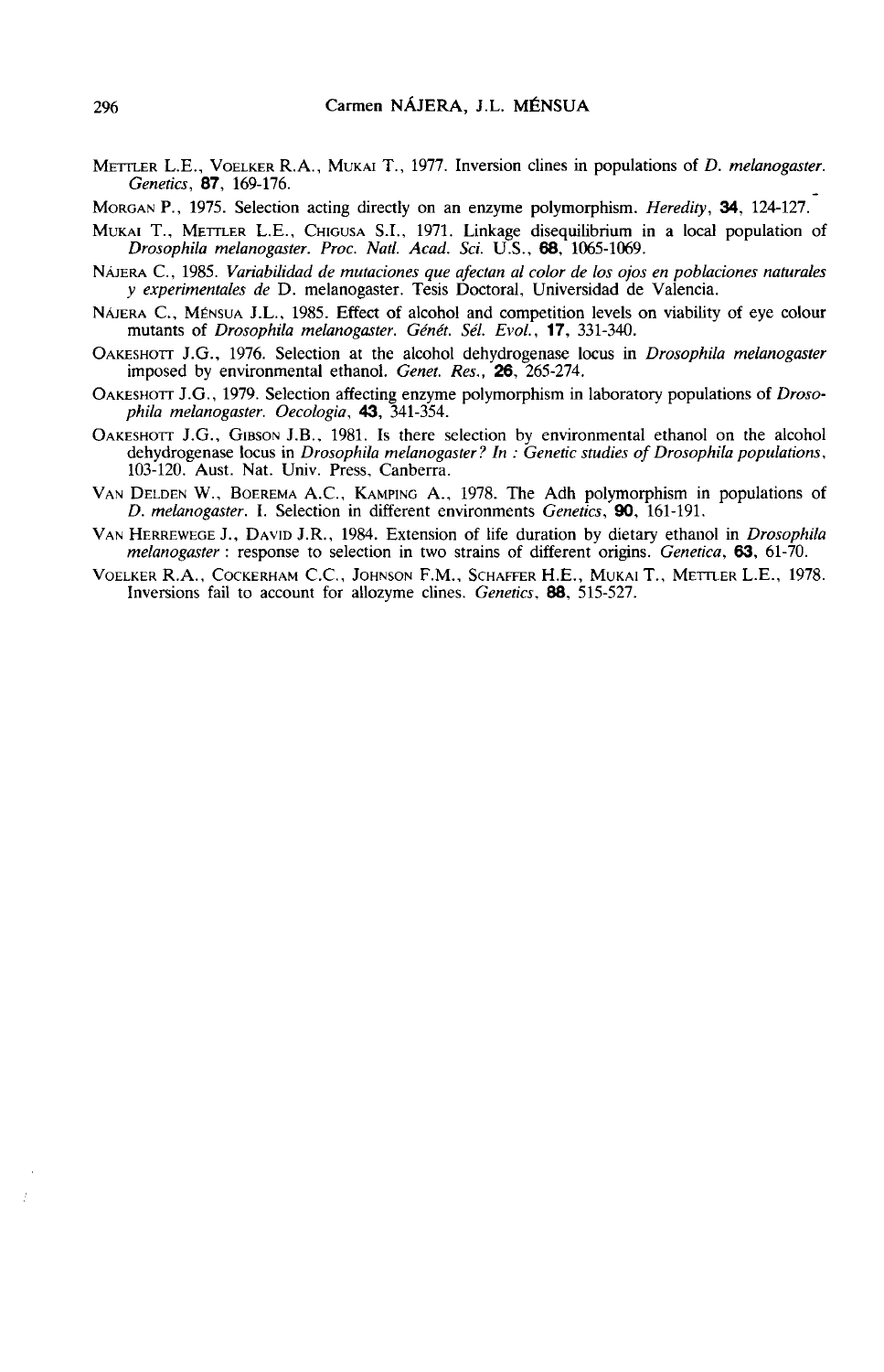METTLER L.E., VOELKER R.A., MUKAI T., 1977. Inversion clines in populations of *D. melanogaster*. *Genetics*, **87**, 169-176.

MORGAN P., 1975. Selection acting directly on an enzyme polymorphism. *Heredity*, **34**, 124-127.

MUKAI T., METTLER L.E., CHIGUSA S.I., 1971. Linkage disequilibrium in a local population of *Drosophila melanogaster*. *Proc. Natl. Acad. Sci.* U.S., **68**, 1065-1069.

NÁJERA C., 1985. *Variabilidad de mutaciones que afectan al color de los ojos en poblaciones naturales y experimentales de* D. melanogaster. Tesis Doctoral, Universidad de Valencia.

NÁJERA C., MÉNSUA J.L., 1985. Effect of alcohol and competition levels on viability of eye colour mutants of *Drosophila melanogaster*. *Génét. Sél. Evol.*, **17**, 331-340.

OAKESHOTT J.G., 1976. Selection at the alcohol dehydrogenase locus in *Drosophila melanogaster* imposed by environmental ethanol. *Genet. Res.*, **26**, 265-274.

OAKESHOTT J.G., 1979. Selection affecting enzyme polymorphism in laboratory populations of *Drosophila melanogaster*. *Oecologia*, **43**, 341-354.

OAKESHOTT J.G., GIBSON J.B., 1981. Is there selection by environmental ethanol on the alcohol dehydrogenase locus in *Drosophila melanogaster? In : Genetic studies of Drosophila populations*, 103-120. Aust. Nat. Univ. Press, Canberra.

VAN DELDEN W., BOEREMA A.C., KAMPING A., 1978. The Adh polymorphism in populations of *D. melanogaster*. I. Selection in different environments *Genetics*, **90**, 161-191.

VAN HERREWEGE J., DAVID J.R., 1984. Extension of life duration by dietary ethanol in *Drosophila melanogaster* : response to selection in two strains of different origins. *Genetica*, **63**, 61-70.

VOELKER R.A., COCKERHAM C.C., JOHNSON F.M., SCHAFFER H.E., MUKAI T., METTLER L.E., 1978. Inversions fail to account for allozyme clines. *Genetics*, **88**, 515-527.